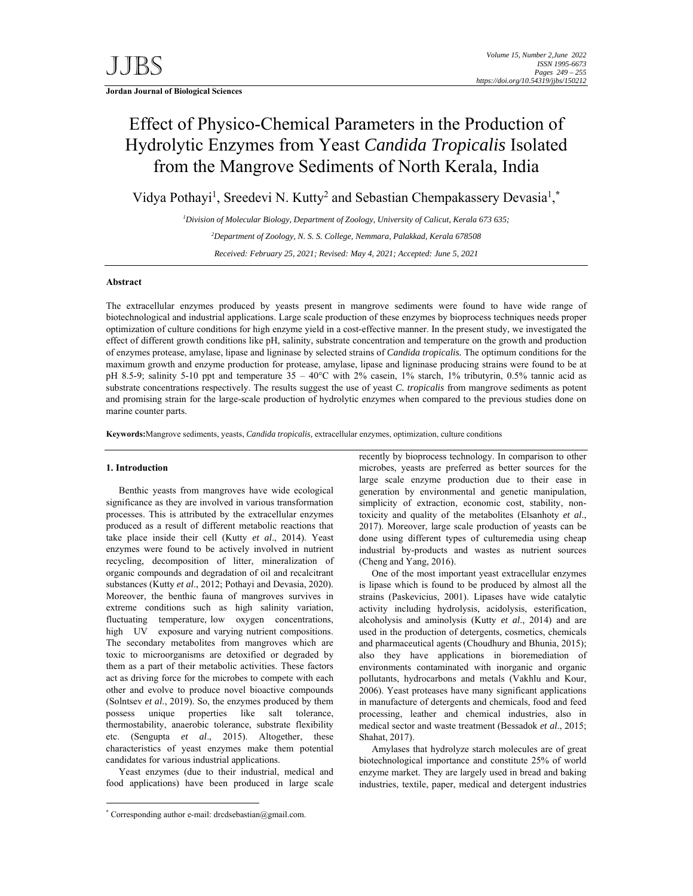# Effect of Physico-Chemical Parameters in the Production of Hydrolytic Enzymes from Yeast *Candida Tropicalis* Isolated from the Mangrove Sediments of North Kerala, India

Vidya Pothayi[1], Sreedevi N. Kutty[2] and Sebastian Chempakassery Devasia[1,*]

[1]*Division of Molecular Biology, Department of Zoology, University of Calicut, Kerala 673 635;*

[2]*Department of Zoology, N. S. S. College, Nemmara, Palakkad, Kerala 678508*

*Received: February 25, 2021; Revised: May 4, 2021; Accepted: June 5, 2021*

## Abstract

The extracellular enzymes produced by yeasts present in mangrove sediments were found to have wide range of biotechnological and industrial applications. Large scale production of these enzymes by bioprocess techniques needs proper optimization of culture conditions for high enzyme yield in a cost-effective manner. In the present study, we investigated the effect of different growth conditions like pH, salinity, substrate concentration and temperature on the growth and production of enzymes protease, amylase, lipase and ligninase by selected strains of *Candida tropicalis.* The optimum conditions for the maximum growth and enzyme production for protease, amylase, lipase and ligninase producing strains were found to be at pH 8.5-9; salinity 5-10 ppt and temperature 35 – 40°C with 2% casein, 1% starch, 1% tributyrin, 0.5% tannic acid as substrate concentrations respectively. The results suggest the use of yeast *C. tropicalis* from mangrove sediments as potent and promising strain for the large-scale production of hydrolytic enzymes when compared to the previous studies done on marine counter parts.

**Keywords:** Mangrove sediments, yeasts, *Candida tropicalis,* extracellular enzymes, optimization, culture conditions

## 1. Introduction

Benthic yeasts from mangroves have wide ecological significance as they are involved in various transformation processes. This is attributed by the extracellular enzymes produced as a result of different metabolic reactions that take place inside their cell (Kutty *et al*., 2014). Yeast enzymes were found to be actively involved in nutrient recycling, decomposition of litter, mineralization of organic compounds and degradation of oil and recalcitrant substances (Kutty *et al*., 2012; Pothayi and Devasia, 2020). Moreover, the benthic fauna of mangroves survives in extreme conditions such as high salinity variation, fluctuating temperature, low oxygen concentrations, high UV exposure and varying nutrient compositions. The secondary metabolites from mangroves which are toxic to microorganisms are detoxified or degraded by them as a part of their metabolic activities. These factors act as driving force for the microbes to compete with each other and evolve to produce novel bioactive compounds (Solntsev *et al.*, 2019). So, the enzymes produced by them possess unique properties like salt tolerance, thermostability, anaerobic tolerance, substrate flexibility etc. (Sengupta *et al*., 2015). Altogether, these characteristics of yeast enzymes make them potential candidates for various industrial applications.

Yeast enzymes (due to their industrial, medical and food applications) have been produced in large scale recently by bioprocess technology. In comparison to other microbes, yeasts are preferred as better sources for the large scale enzyme production due to their ease in generation by environmental and genetic manipulation, simplicity of extraction, economic cost, stability, non-toxicity and quality of the metabolites (Elsanhoty *et al*., 2017). Moreover, large scale production of yeasts can be done using different types of culturemedia using cheap industrial by-products and wastes as nutrient sources (Cheng and Yang, 2016).

One of the most important yeast extracellular enzymes is lipase which is found to be produced by almost all the strains (Paskevicius, 2001). Lipases have wide catalytic activity including hydrolysis, acidolysis, esterification, alcoholysis and aminolysis (Kutty *et al*., 2014) and are used in the production of detergents, cosmetics, chemicals and pharmaceutical agents (Choudhury and Bhunia, 2015); also they have applications in bioremediation of environments contaminated with inorganic and organic pollutants, hydrocarbons and metals (Vakhlu and Kour, 2006). Yeast proteases have many significant applications in manufacture of detergents and chemicals, food and feed processing, leather and chemical industries, also in medical sector and waste treatment (Bessadok *et al*., 2015; Shahat, 2017).

Amylases that hydrolyze starch molecules are of great biotechnological importance and constitute 25% of world enzyme market. They are largely used in bread and baking industries, textile, paper, medical and detergent industries

* Corresponding author e-mail: drcdsebastian@gmail.com.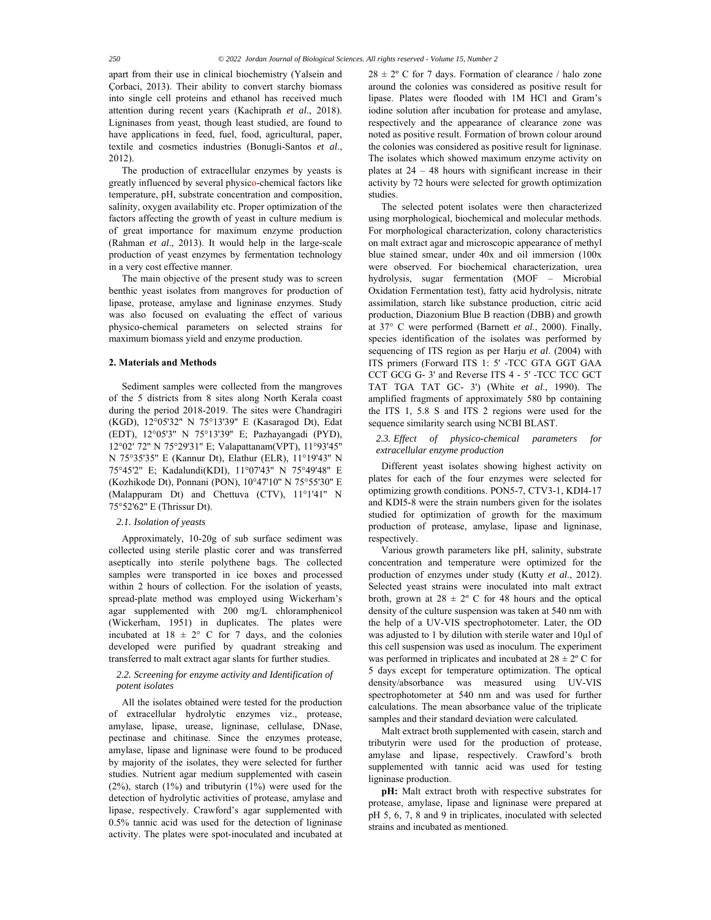apart from their use in clinical biochemistry (Yalsein and Çorbaci, 2013). Their ability to convert starchy biomass into single cell proteins and ethanol has received much attention during recent years (Kachiprath *et al*., 2018). Ligninases from yeast, though least studied, are found to have applications in feed, fuel, food, agricultural, paper, textile and cosmetics industries (Bonugli-Santos *et al*., 2012).

The production of extracellular enzymes by yeasts is greatly influenced by several physico-chemical factors like temperature, pH, substrate concentration and composition, salinity, oxygen availability etc. Proper optimization of the factors affecting the growth of yeast in culture medium is of great importance for maximum enzyme production (Rahman *et al*., 2013). It would help in the large-scale production of yeast enzymes by fermentation technology in a very cost effective manner.

The main objective of the present study was to screen benthic yeast isolates from mangroves for production of lipase, protease, amylase and ligninase enzymes. Study was also focused on evaluating the effect of various physico-chemical parameters on selected strains for maximum biomass yield and enzyme production.

## 2. Materials and Methods

Sediment samples were collected from the mangroves of the 5 districts from 8 sites along North Kerala coast during the period 2018-2019. The sites were Chandragiri (KGD), 12°05'32" N 75°13'39" E (Kasaragod Dt), Edat (EDT), 12°05'3" N 75°13'39" E; Pazhayangadi (PYD), 12°02' 72" N 75°29'31" E; Valapattanam(VPT), 11°93'45" N 75°35'35" E (Kannur Dt), Elathur (ELR), 11°19'43" N 75°45'2" E; Kadalundi(KDI), 11°07'43" N 75°49'48" E (Kozhikode Dt), Ponnani (PON), 10°47'10" N 75°55'30" E (Malappuram Dt) and Chettuva (CTV), 11°1'41" N 75°52'62" E (Thrissur Dt).

### 2.1. Isolation of yeasts

Approximately, 10-20g of sub surface sediment was collected using sterile plastic corer and was transferred aseptically into sterile polythene bags. The collected samples were transported in ice boxes and processed within 2 hours of collection. For the isolation of yeasts, spread-plate method was employed using Wickerham's agar supplemented with 200 mg/L chloramphenicol (Wickerham, 1951) in duplicates. The plates were incubated at 18 ± 2° C for 7 days, and the colonies developed were purified by quadrant streaking and transferred to malt extract agar slants for further studies.

### 2.2. Screening for enzyme activity and Identification of potent isolates

All the isolates obtained were tested for the production of extracellular hydrolytic enzymes viz., protease, amylase, lipase, urease, ligninase, cellulase, DNase, pectinase and chitinase. Since the enzymes protease, amylase, lipase and ligninase were found to be produced by majority of the isolates, they were selected for further studies. Nutrient agar medium supplemented with casein (2%), starch (1%) and tributyrin (1%) were used for the detection of hydrolytic activities of protease, amylase and lipase, respectively. Crawford's agar supplemented with 0.5% tannic acid was used for the detection of ligninase activity. The plates were spot-inoculated and incubated at 28 ± 2º C for 7 days. Formation of clearance / halo zone around the colonies was considered as positive result for lipase. Plates were flooded with 1M HCl and Gram's iodine solution after incubation for protease and amylase, respectively and the appearance of clearance zone was noted as positive result. Formation of brown colour around the colonies was considered as positive result for ligninase. The isolates which showed maximum enzyme activity on plates at 24 – 48 hours with significant increase in their activity by 72 hours were selected for growth optimization studies.

The selected potent isolates were then characterized using morphological, biochemical and molecular methods. For morphological characterization, colony characteristics on malt extract agar and microscopic appearance of methyl blue stained smear, under 40x and oil immersion (100x were observed. For biochemical characterization, urea hydrolysis, sugar fermentation (MOF – Microbial Oxidation Fermentation test), fatty acid hydrolysis, nitrate assimilation, starch like substance production, citric acid production, Diazonium Blue B reaction (DBB) and growth at 37° C were performed (Barnett *et al*., 2000). Finally, species identification of the isolates was performed by sequencing of ITS region as per Harju *et al*. (2004) with ITS primers (Forward ITS 1: 5' -TCC GTA GGT GAA CCT GCG G- 3' and Reverse ITS 4 - 5' -TCC TCC GCT TAT TGA TAT GC- 3') (White *et al*., 1990). The amplified fragments of approximately 580 bp containing the ITS 1, 5.8 S and ITS 2 regions were used for the sequence similarity search using NCBI BLAST.

### 2.3. Effect of physico-chemical parameters for extracellular enzyme production

Different yeast isolates showing highest activity on plates for each of the four enzymes were selected for optimizing growth conditions. PON5-7, CTV3-1, KDI4-17 and KDI5-8 were the strain numbers given for the isolates studied for optimization of growth for the maximum production of protease, amylase, lipase and ligninase, respectively.

Various growth parameters like pH, salinity, substrate concentration and temperature were optimized for the production of enzymes under study (Kutty *et al*., 2012). Selected yeast strains were inoculated into malt extract broth, grown at 28 ± 2º C for 48 hours and the optical density of the culture suspension was taken at 540 nm with the help of a UV-VIS spectrophotometer. Later, the OD was adjusted to 1 by dilution with sterile water and 10µl of this cell suspension was used as inoculum. The experiment was performed in triplicates and incubated at 28 ± 2º C for 5 days except for temperature optimization. The optical density/absorbance was measured using UV-VIS spectrophotometer at 540 nm and was used for further calculations. The mean absorbance value of the triplicate samples and their standard deviation were calculated.

Malt extract broth supplemented with casein, starch and tributyrin were used for the production of protease, amylase and lipase, respectively. Crawford's broth supplemented with tannic acid was used for testing ligninase production.

**pH:** Malt extract broth with respective substrates for protease, amylase, lipase and ligninase were prepared at pH 5, 6, 7, 8 and 9 in triplicates, inoculated with selected strains and incubated as mentioned.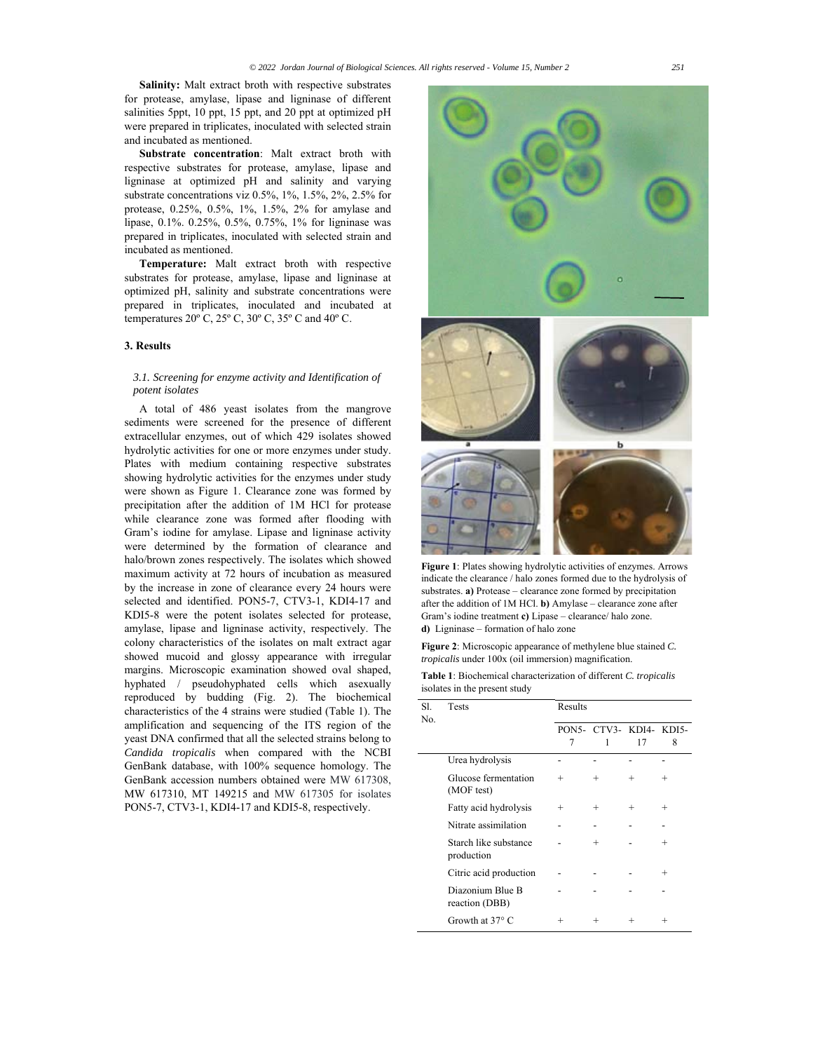**Salinity:** Malt extract broth with respective substrates for protease, amylase, lipase and ligninase of different salinities 5ppt, 10 ppt, 15 ppt, and 20 ppt at optimized pH were prepared in triplicates, inoculated with selected strain and incubated as mentioned.

**Substrate concentration**: Malt extract broth with respective substrates for protease, amylase, lipase and ligninase at optimized pH and salinity and varying substrate concentrations viz 0.5%, 1%, 1.5%, 2%, 2.5% for protease, 0.25%, 0.5%, 1%, 1.5%, 2% for amylase and lipase, 0.1%. 0.25%, 0.5%, 0.75%, 1% for ligninase was prepared in triplicates, inoculated with selected strain and incubated as mentioned.

**Temperature:** Malt extract broth with respective substrates for protease, amylase, lipase and ligninase at optimized pH, salinity and substrate concentrations were prepared in triplicates, inoculated and incubated at temperatures 20º C, 25º C, 30º C, 35º C and 40º C.

## 3. Results

### *3.1. Screening for enzyme activity and Identification of potent isolates*

A total of 486 yeast isolates from the mangrove sediments were screened for the presence of different extracellular enzymes, out of which 429 isolates showed hydrolytic activities for one or more enzymes under study. Plates with medium containing respective substrates showing hydrolytic activities for the enzymes under study were shown as Figure 1. Clearance zone was formed by precipitation after the addition of 1M HCl for protease while clearance zone was formed after flooding with Gram's iodine for amylase. Lipase and ligninase activity were determined by the formation of clearance and halo/brown zones respectively. The isolates which showed maximum activity at 72 hours of incubation as measured by the increase in zone of clearance every 24 hours were selected and identified. PON5-7, CTV3-1, KDI4-17 and KDI5-8 were the potent isolates selected for protease, amylase, lipase and ligninase activity, respectively. The colony characteristics of the isolates on malt extract agar showed mucoid and glossy appearance with irregular margins. Microscopic examination showed oval shaped, hyphated / pseudohyphated cells which asexually reproduced by budding (Fig. 2). The biochemical characteristics of the 4 strains were studied (Table 1). The amplification and sequencing of the ITS region of the yeast DNA confirmed that all the selected strains belong to *Candida tropicalis* when compared with the NCBI GenBank database, with 100% sequence homology. The GenBank accession numbers obtained were MW 617308, MW 617310, MT 149215 and MW 617305 for isolates PON5-7, CTV3-1, KDI4-17 and KDI5-8, respectively.

**Figure 1**: Plates showing hydrolytic activities of enzymes. Arrows indicate the clearance / halo zones formed due to the hydrolysis of substrates. **a)** Protease – clearance zone formed by precipitation after the addition of 1M HCl. **b)** Amylase – clearance zone after Gram's iodine treatment **c)** Lipase – clearance/ halo zone. **d)** Ligninase – formation of halo zone

**Figure 2**: Microscopic appearance of methylene blue stained *C. tropicalis* under 100x (oil immersion) magnification.

**Table 1**: Biochemical characterization of different *C. tropicalis* isolates in the present study

| Sl. No. | Tests | Results | | | |
|---|---|---|---|---|---|
| | | PON5-7 | CTV3-1 | KDI4-17 | KDI5-8 |
| | Urea hydrolysis | - | - | - | - |
| | Glucose fermentation (MOF test) | + | + | + | + |
| | Fatty acid hydrolysis | + | + | + | + |
| | Nitrate assimilation | - | - | - | - |
| | Starch like substance production | - | + | - | + |
| | Citric acid production | - | - | - | + |
| | Diazonium Blue B reaction (DBB) | - | - | - | - |
| | Growth at 37° C | + | + | + | + |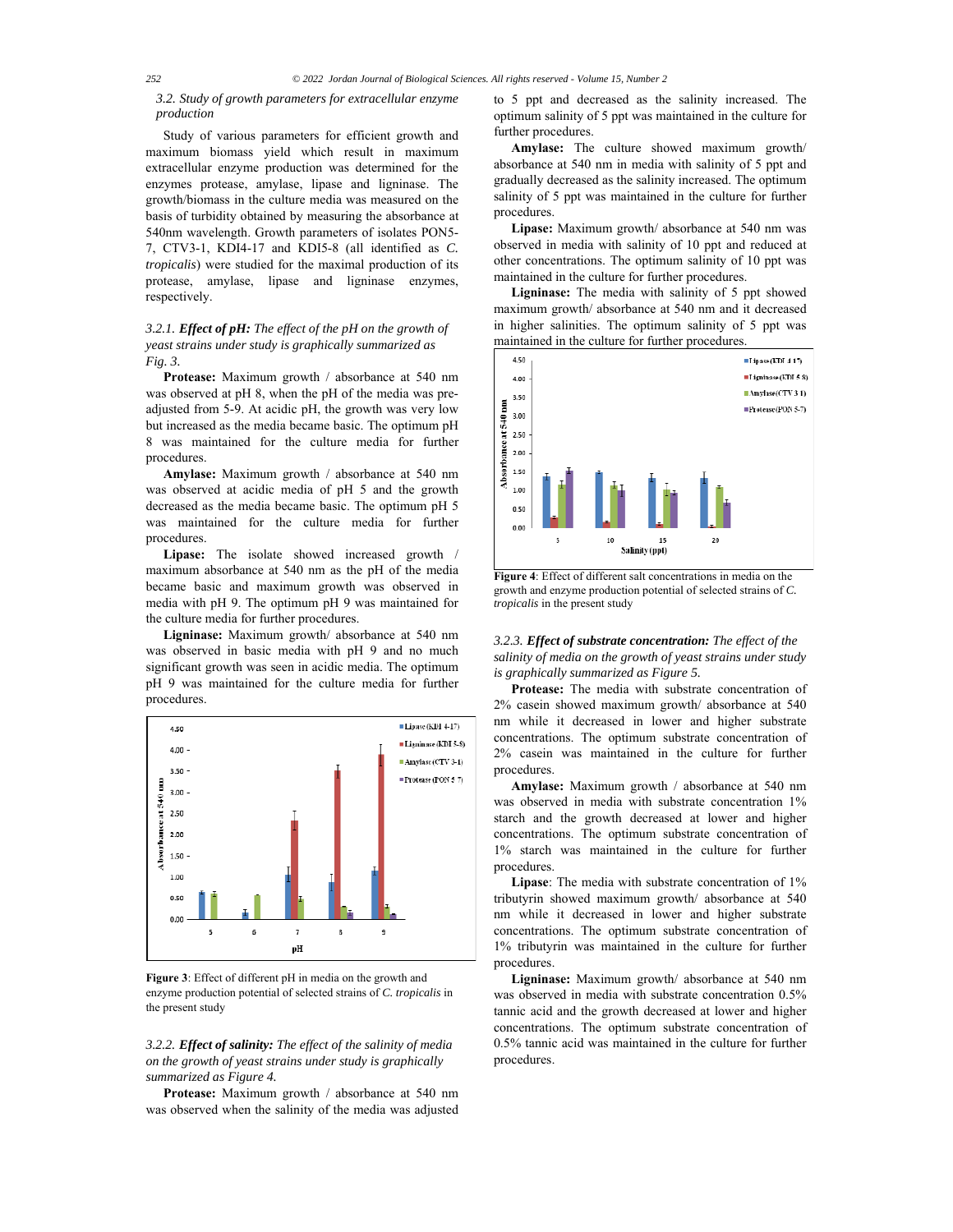### 3.2. Study of growth parameters for extracellular enzyme production

Study of various parameters for efficient growth and maximum biomass yield which result in maximum extracellular enzyme production was determined for the enzymes protease, amylase, lipase and ligninase. The growth/biomass in the culture media was measured on the basis of turbidity obtained by measuring the absorbance at 540nm wavelength. Growth parameters of isolates PON5-7, CTV3-1, KDI4-17 and KDI5-8 (all identified as *C. tropicalis*) were studied for the maximal production of its protease, amylase, lipase and ligninase enzymes, respectively.

#### 3.2.1. *Effect of pH: The effect of the pH on the growth of yeast strains under study is graphically summarized as Fig. 3.*

**Protease:** Maximum growth / absorbance at 540 nm was observed at pH 8, when the pH of the media was pre-adjusted from 5-9. At acidic pH, the growth was very low but increased as the media became basic. The optimum pH 8 was maintained for the culture media for further procedures.

**Amylase:** Maximum growth / absorbance at 540 nm was observed at acidic media of pH 5 and the growth decreased as the media became basic. The optimum pH 5 was maintained for the culture media for further procedures.

**Lipase:** The isolate showed increased growth / maximum absorbance at 540 nm as the pH of the media became basic and maximum growth was observed in media with pH 9. The optimum pH 9 was maintained for the culture media for further procedures.

**Ligninase:** Maximum growth/ absorbance at 540 nm was observed in basic media with pH 9 and no much significant growth was seen in acidic media. The optimum pH 9 was maintained for the culture media for further procedures.

**Figure 3**: Effect of different pH in media on the growth and enzyme production potential of selected strains of *C. tropicalis* in the present study

#### 3.2.2. *Effect of salinity: The effect of the salinity of media on the growth of yeast strains under study is graphically summarized as Figure 4.*

**Protease:** Maximum growth / absorbance at 540 nm was observed when the salinity of the media was adjusted to 5 ppt and decreased as the salinity increased. The optimum salinity of 5 ppt was maintained in the culture for further procedures.

**Amylase:** The culture showed maximum growth/ absorbance at 540 nm in media with salinity of 5 ppt and gradually decreased as the salinity increased. The optimum salinity of 5 ppt was maintained in the culture for further procedures.

**Lipase:** Maximum growth/ absorbance at 540 nm was observed in media with salinity of 10 ppt and reduced at other concentrations. The optimum salinity of 10 ppt was maintained in the culture for further procedures.

**Ligninase:** The media with salinity of 5 ppt showed maximum growth/ absorbance at 540 nm and it decreased in higher salinities. The optimum salinity of 5 ppt was maintained in the culture for further procedures.

**Figure 4**: Effect of different salt concentrations in media on the growth and enzyme production potential of selected strains of *C. tropicalis* in the present study

#### 3.2.3. *Effect of substrate concentration: The effect of the salinity of media on the growth of yeast strains under study is graphically summarized as Figure 5.*

**Protease:** The media with substrate concentration of 2% casein showed maximum growth/ absorbance at 540 nm while it decreased in lower and higher substrate concentrations. The optimum substrate concentration of 2% casein was maintained in the culture for further procedures.

**Amylase:** Maximum growth / absorbance at 540 nm was observed in media with substrate concentration 1% starch and the growth decreased at lower and higher concentrations. The optimum substrate concentration of 1% starch was maintained in the culture for further procedures.

**Lipase**: The media with substrate concentration of 1% tributyrin showed maximum growth/ absorbance at 540 nm while it decreased in lower and higher substrate concentrations. The optimum substrate concentration of 1% tributyrin was maintained in the culture for further procedures.

**Ligninase:** Maximum growth/ absorbance at 540 nm was observed in media with substrate concentration 0.5% tannic acid and the growth decreased at lower and higher concentrations. The optimum substrate concentration of 0.5% tannic acid was maintained in the culture for further procedures.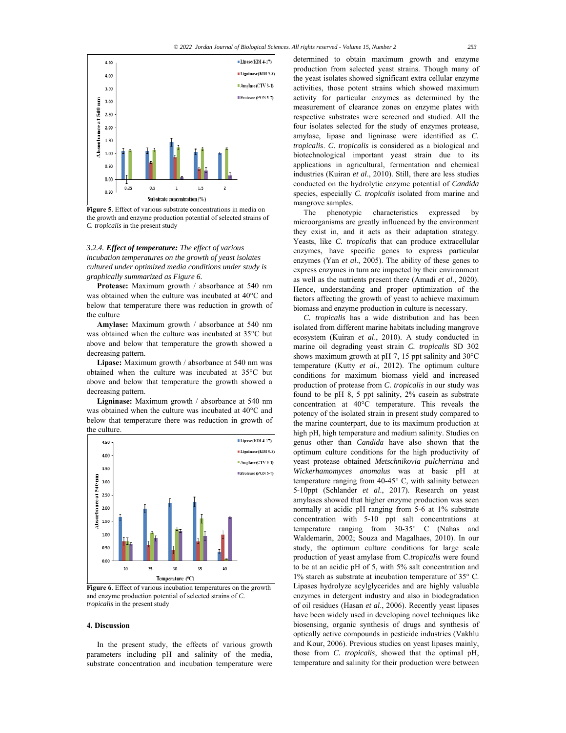Figure 5. Effect of various substrate concentrations in media on the growth and enzyme production potential of selected strains of *C. tropicalis* in the present study

*3.2.4. **Effect of temperature:** The effect of various incubation temperatures on the growth of yeast isolates cultured under optimized media conditions under study is graphically summarized as Figure 6.*

**Protease:** Maximum growth / absorbance at 540 nm was obtained when the culture was incubated at 40°C and below that temperature there was reduction in growth of the culture

**Amylase:** Maximum growth / absorbance at 540 nm was obtained when the culture was incubated at 35°C but above and below that temperature the growth showed a decreasing pattern.

**Lipase:** Maximum growth / absorbance at 540 nm was obtained when the culture was incubated at 35°C but above and below that temperature the growth showed a decreasing pattern.

**Ligninase:** Maximum growth / absorbance at 540 nm was obtained when the culture was incubated at 40°C and below that temperature there was reduction in growth of the culture.

Figure 6. Effect of various incubation temperatures on the growth and enzyme production potential of selected strains of *C. tropicalis* in the present study

## 4. Discussion

In the present study, the effects of various growth parameters including pH and salinity of the media, substrate concentration and incubation temperature were determined to obtain maximum growth and enzyme production from selected yeast strains. Though many of the yeast isolates showed significant extra cellular enzyme activities, those potent strains which showed maximum activity for particular enzymes as determined by the measurement of clearance zones on enzyme plates with respective substrates were screened and studied. All the four isolates selected for the study of enzymes protease, amylase, lipase and ligninase were identified as *C. tropicalis*. *C. tropicalis* is considered as a biological and biotechnological important yeast strain due to its applications in agricultural, fermentation and chemical industries (Kuiran *et al*., 2010). Still, there are less studies conducted on the hydrolytic enzyme potential of *Candida* species, especially *C. tropicalis* isolated from marine and mangrove samples.

The phenotypic characteristics expressed by microorganisms are greatly influenced by the environment they exist in, and it acts as their adaptation strategy. Yeasts, like *C. tropicalis* that can produce extracellular enzymes, have specific genes to express particular enzymes (Yan *et al*., 2005). The ability of these genes to express enzymes in turn are impacted by their environment as well as the nutrients present there (Amadi *et al*., 2020). Hence, understanding and proper optimization of the factors affecting the growth of yeast to achieve maximum biomass and enzyme production in culture is necessary.

*C. tropicalis* has a wide distribution and has been isolated from different marine habitats including mangrove ecosystem (Kuiran *et al*., 2010). A study conducted in marine oil degrading yeast strain *C. tropicalis* SD 302 shows maximum growth at pH 7, 15 ppt salinity and 30°C temperature (Kutty *et al*., 2012). The optimum culture conditions for maximum biomass yield and increased production of protease from *C. tropicalis* in our study was found to be pH 8, 5 ppt salinity, 2% casein as substrate concentration at 40°C temperature. This reveals the potency of the isolated strain in present study compared to the marine counterpart, due to its maximum production at high pH, high temperature and medium salinity. Studies on genus other than *Candida* have also shown that the optimum culture conditions for the high productivity of yeast protease obtained *Metschnikovia pulcherrima* and *Wickerhamomyces anomalus* was at basic pH at temperature ranging from 40-45° C, with salinity between 5-10ppt (Schlander *et al*., 2017). Research on yeast amylases showed that higher enzyme production was seen normally at acidic pH ranging from 5-6 at 1% substrate concentration with 5-10 ppt salt concentrations at temperature ranging from 30-35° C (Nahas and Waldemarin, 2002; Souza and Magalhaes, 2010). In our study, the optimum culture conditions for large scale production of yeast amylase from C.*tropicalis* were found to be at an acidic pH of 5, with 5% salt concentration and 1% starch as substrate at incubation temperature of 35° C. Lipases hydrolyze acylglycerides and are highly valuable enzymes in detergent industry and also in biodegradation of oil residues (Hasan *et al*., 2006). Recently yeast lipases have been widely used in developing novel techniques like biosensing, organic synthesis of drugs and synthesis of optically active compounds in pesticide industries (Vakhlu and Kour, 2006). Previous studies on yeast lipases mainly, those from *C. tropicalis*, showed that the optimal pH, temperature and salinity for their production were between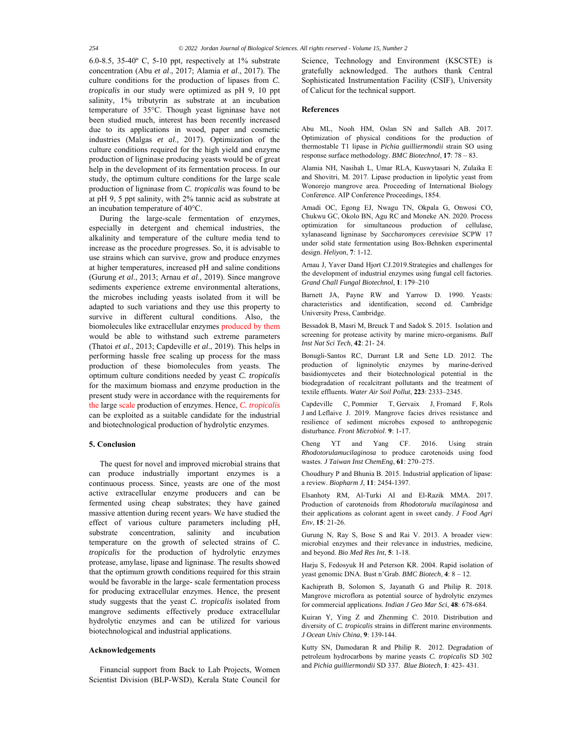6.0-8.5, 35-40º C, 5-10 ppt, respectively at 1% substrate concentration (Abu *et al*., 2017; Alamia *et al*., 2017). The culture conditions for the production of lipases from *C. tropicalis* in our study were optimized as pH 9, 10 ppt salinity, 1% tributyrin as substrate at an incubation temperature of 35°C. Though yeast ligninase have not been studied much, interest has been recently increased due to its applications in wood, paper and cosmetic industries (Malgas *et al*., 2017). Optimization of the culture conditions required for the high yield and enzyme production of ligninase producing yeasts would be of great help in the development of its fermentation process. In our study, the optimum culture conditions for the large scale production of ligninase from *C. tropicalis* was found to be at pH 9, 5 ppt salinity, with 2% tannic acid as substrate at an incubation temperature of 40°C.

During the large-scale fermentation of enzymes, especially in detergent and chemical industries, the alkalinity and temperature of the culture media tend to increase as the procedure progresses. So, it is advisable to use strains which can survive, grow and produce enzymes at higher temperatures, increased pH and saline conditions (Gurung *et al*., 2013; Arnau *et al*., 2019). Since mangrove sediments experience extreme environmental alterations, the microbes including yeasts isolated from it will be adapted to such variations and they use this property to survive in different cultural conditions. Also, the biomolecules like extracellular enzymes produced by them would be able to withstand such extreme parameters (Thatoi *et al*., 2013; Capdeville *et al*., 2019). This helps in performing hassle free scaling up process for the mass production of these biomolecules from yeasts. The optimum culture conditions needed by yeast *C. tropicalis* for the maximum biomass and enzyme production in the present study were in accordance with the requirements for the large scale production of enzymes. Hence, *C. tropicalis* can be exploited as a suitable candidate for the industrial and biotechnological production of hydrolytic enzymes.

## 5. Conclusion

The quest for novel and improved microbial strains that can produce industrially important enzymes is a continuous process. Since, yeasts are one of the most active extracellular enzyme producers and can be fermented using cheap substrates; they have gained massive attention during recent years. We have studied the effect of various culture parameters including pH, substrate concentration, salinity and incubation temperature on the growth of selected strains of *C. tropicalis* for the production of hydrolytic enzymes protease, amylase, lipase and ligninase. The results showed that the optimum growth conditions required for this strain would be favorable in the large- scale fermentation process for producing extracellular enzymes. Hence, the present study suggests that the yeast *C. tropicalis* isolated from mangrove sediments effectively produce extracellular hydrolytic enzymes and can be utilized for various biotechnological and industrial applications.

## Acknowledgements

Financial support from Back to Lab Projects, Women Scientist Division (BLP-WSD), Kerala State Council for Science, Technology and Environment (KSCSTE) is gratefully acknowledged. The authors thank Central Sophisticated Instrumentation Facility (CSIF), University of Calicut for the technical support.

## References

Abu ML, Nooh HM, Oslan SN and Salleh AB. 2017. Optimization of physical conditions for the production of thermostable T1 lipase in *Pichia guilliermondii* strain SO using response surface methodology. *BMC Biotechnol*, **17**: 78 – 83.

Alamia NH, Nasihah L, Umar RLA, Kuswytasari N, Zulaika E and Shovitri, M. 2017. Lipase production in lipolytic yeast from Wonorejo mangrove area. Proceeding of International Biology Conference. AIP Conference Proceedings, 1854.

Amadi OC, Egong EJ, Nwagu TN, Okpala G, Onwosi CO, Chukwu GC, Okolo BN, Agu RC and Moneke AN. 2020. Process optimization for simultaneous production of cellulase, xylanaseand ligninase by *Saccharomyces cerevisiae* SCPW 17 under solid state fermentation using Box-Behnken experimental design. *Heliyon*, **7**: 1-12.

Arnau J, Yaver Dand Hjort CJ.2019.Strategies and challenges for the development of industrial enzymes using fungal cell factories. *Grand Chall Fungal Biotechnol*, **1**: 179–210

Barnett JA, Payne RW and Yarrow D. 1990. Yeasts: characteristics and identification, second ed. Cambridge University Press, Cambridge.

Bessadok B, Masri M, Breuck T and Sadok S. 2015. Isolation and screening for protease activity by marine micro-organisms. *Bull Inst Nat Sci Tech*, **42**: 21- 24.

Bonugli-Santos RC, Durrant LR and Sette LD. 2012. The production of ligninolytic enzymes by marine-derived basidiomycetes and their biotechnological potential in the biodegradation of recalcitrant pollutants and the treatment of textile effluents. *Water Air Soil Pollut*, **223**: 2333–2345.

Capdeville C, Pommier T, Gervaix J, Fromard F, Rols J and Leflaive J. 2019. Mangrove facies drives resistance and resilience of sediment microbes exposed to anthropogenic disturbance. *Front Microbiol*. **9**: 1-17.

Cheng YT and Yang CF. 2016. Using strain *Rhodotorulamucilaginosa* to produce carotenoids using food wastes. *J Taiwan Inst ChemEng*, **61**: 270–275.

Choudhury P and Bhunia B. 2015. Industrial application of lipase: a review. *Biopharm J*, **11**: 2454-1397.

Elsanhoty RM, Al-Turki AI and El-Razik MMA. 2017. Production of carotenoids from *Rhodotorula mucilaginosa* and their applications as colorant agent in sweet candy. *J Food Agri Env*, **15**: 21-26.

Gurung N, Ray S, Bose S and Rai V. 2013. A broader view: microbial enzymes and their relevance in industries, medicine, and beyond. *Bio Med Res Int*, **5**: 1-18.

Harju S, Fedosyuk H and Peterson KR. 2004. Rapid isolation of yeast genomic DNA. Bust n'Grab. *BMC Biotech*, **4**: 8 – 12.

Kachiprath B, Solomon S, Jayanath G and Philip R. 2018. Mangrove microflora as potential source of hydrolytic enzymes for commercial applications. *Indian J Geo Mar Sci*, **48**: 678-684.

Kuiran Y, Ying Z and Zhenming C. 2010. Distribution and diversity of *C. tropicalis* strains in different marine environments. *J Ocean Univ China*, **9**: 139-144.

Kutty SN, Damodaran R and Philip R. 2012. Degradation of petroleum hydrocarbons by marine yeasts *C. tropicalis* SD 302 and *Pichia guilliermondii* SD 337. *Blue Biotech*, **1**: 423- 431.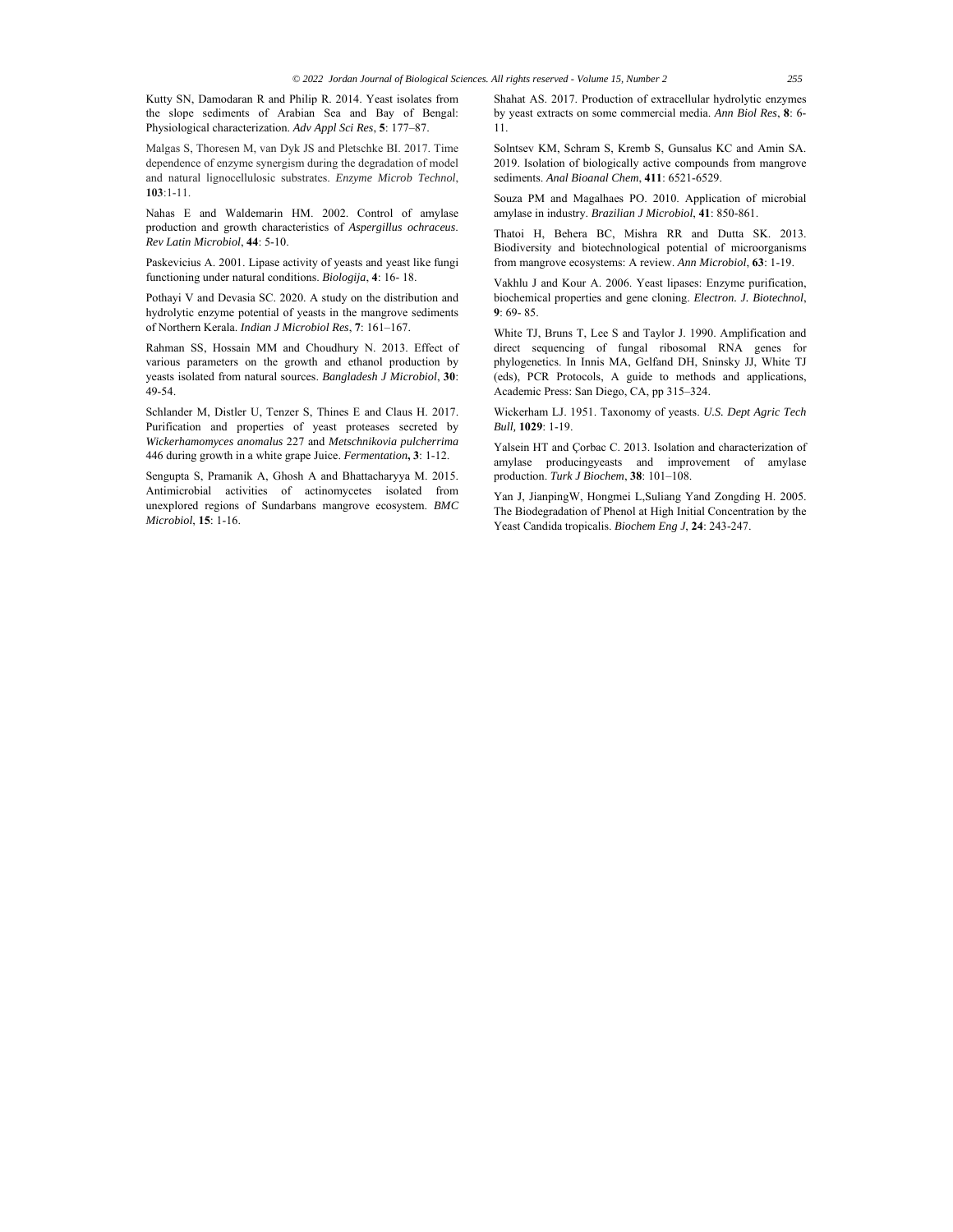Kutty SN, Damodaran R and Philip R. 2014. Yeast isolates from the slope sediments of Arabian Sea and Bay of Bengal: Physiological characterization. *Adv Appl Sci Res*, **5**: 177–87.

Malgas S, Thoresen M, van Dyk JS and Pletschke BI. 2017. Time dependence of enzyme synergism during the degradation of model and natural lignocellulosic substrates. *Enzyme Microb Technol*, **103**:1-11.

Nahas E and Waldemarin HM. 2002. Control of amylase production and growth characteristics of *Aspergillus ochraceus*. *Rev Latin Microbiol*, **44**: 5-10.

Paskevicius A. 2001. Lipase activity of yeasts and yeast like fungi functioning under natural conditions. *Biologija*, **4**: 16- 18.

Pothayi V and Devasia SC. 2020. A study on the distribution and hydrolytic enzyme potential of yeasts in the mangrove sediments of Northern Kerala. *Indian J Microbiol Res*, **7**: 161–167.

Rahman SS, Hossain MM and Choudhury N. 2013. Effect of various parameters on the growth and ethanol production by yeasts isolated from natural sources. *Bangladesh J Microbiol*, **30**: 49-54.

Schlander M, Distler U, Tenzer S, Thines E and Claus H. 2017. Purification and properties of yeast proteases secreted by *Wickerhamomyces anomalus* 227 and *Metschnikovia pulcherrima* 446 during growth in a white grape Juice. *Fermentation*, **3**: 1-12.

Sengupta S, Pramanik A, Ghosh A and Bhattacharyya M. 2015. Antimicrobial activities of actinomycetes isolated from unexplored regions of Sundarbans mangrove ecosystem. *BMC Microbiol*, **15**: 1-16.

Shahat AS. 2017. Production of extracellular hydrolytic enzymes by yeast extracts on some commercial media. *Ann Biol Res*, **8**: 6-11.

Solntsev KM, Schram S, Kremb S, Gunsalus KC and Amin SA. 2019. Isolation of biologically active compounds from mangrove sediments. *Anal Bioanal Chem*, **411**: 6521-6529.

Souza PM and Magalhaes PO. 2010. Application of microbial amylase in industry. *Brazilian J Microbiol*, **41**: 850-861.

Thatoi H, Behera BC, Mishra RR and Dutta SK. 2013. Biodiversity and biotechnological potential of microorganisms from mangrove ecosystems: A review. *Ann Microbiol*, **63**: 1-19.

Vakhlu J and Kour A. 2006. Yeast lipases: Enzyme purification, biochemical properties and gene cloning. *Electron. J. Biotechnol*, **9**: 69- 85.

White TJ, Bruns T, Lee S and Taylor J. 1990. Amplification and direct sequencing of fungal ribosomal RNA genes for phylogenetics. In Innis MA, Gelfand DH, Sninsky JJ, White TJ (eds), PCR Protocols, A guide to methods and applications, Academic Press: San Diego, CA, pp 315–324.

Wickerham LJ. 1951. Taxonomy of yeasts. *U.S. Dept Agric Tech Bull,* **1029**: 1-19.

Yalsein HT and Çorbac C. 2013. Isolation and characterization of amylase producingyeasts and improvement of amylase production. *Turk J Biochem*, **38**: 101–108.

Yan J, JianpingW, Hongmei L,Suliang Yand Zongding H. 2005. The Biodegradation of Phenol at High Initial Concentration by the Yeast Candida tropicalis. *Biochem Eng J*, **24**: 243-247.